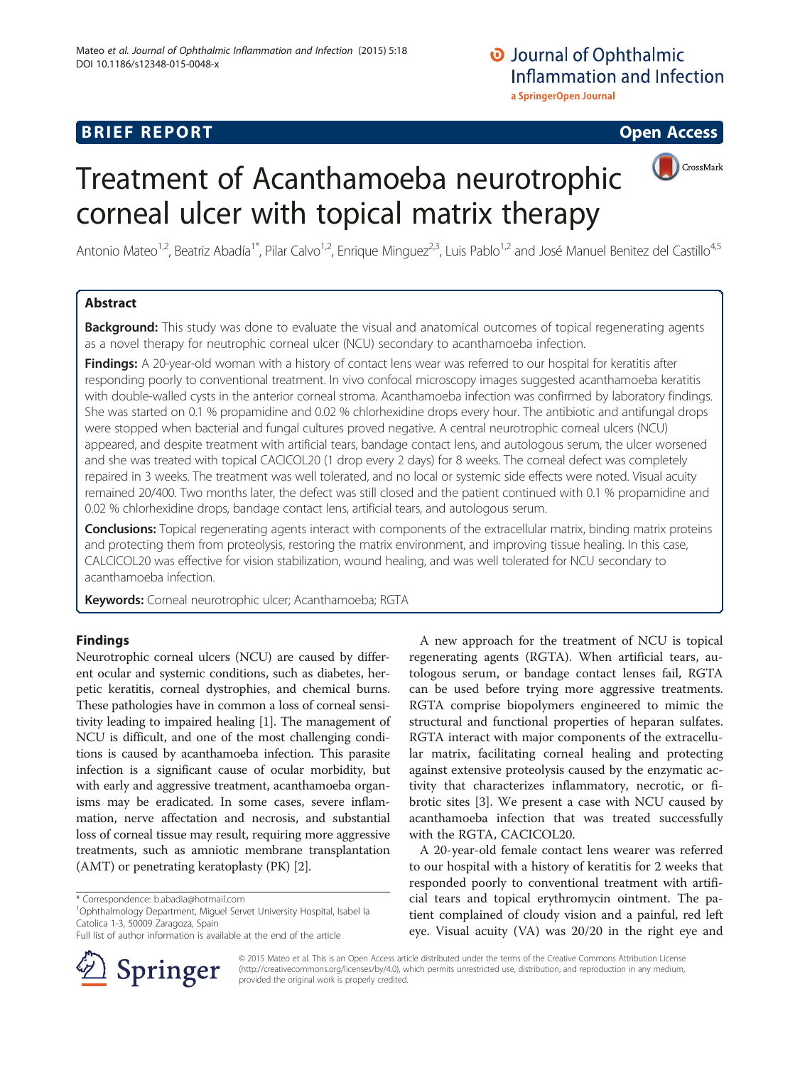**BRIEF REPORT** **Open Access**

# Treatment of Acanthamoeba neurotrophic corneal ulcer with topical matrix therapy

Antonio Mateo[1,2], Beatriz Abadía[1*], Pilar Calvo[1,2], Enrique Minguez[2,3], Luis Pablo[1,2] and José Manuel Benitez del Castillo[4,5]

## Abstract

**Background:** This study was done to evaluate the visual and anatomical outcomes of topical regenerating agents as a novel therapy for neutrophic corneal ulcer (NCU) secondary to acanthamoeba infection.

**Findings:** A 20-year-old woman with a history of contact lens wear was referred to our hospital for keratitis after responding poorly to conventional treatment. In vivo confocal microscopy images suggested acanthamoeba keratitis with double-walled cysts in the anterior corneal stroma. Acanthamoeba infection was confirmed by laboratory findings. She was started on 0.1 % propamidine and 0.02 % chlorhexidine drops every hour. The antibiotic and antifungal drops were stopped when bacterial and fungal cultures proved negative. A central neurotrophic corneal ulcers (NCU) appeared, and despite treatment with artificial tears, bandage contact lens, and autologous serum, the ulcer worsened and she was treated with topical CACICOL20 (1 drop every 2 days) for 8 weeks. The corneal defect was completely repaired in 3 weeks. The treatment was well tolerated, and no local or systemic side effects were noted. Visual acuity remained 20/400. Two months later, the defect was still closed and the patient continued with 0.1 % propamidine and 0.02 % chlorhexidine drops, bandage contact lens, artificial tears, and autologous serum.

**Conclusions:** Topical regenerating agents interact with components of the extracellular matrix, binding matrix proteins and protecting them from proteolysis, restoring the matrix environment, and improving tissue healing. In this case, CALCICOL20 was effective for vision stabilization, wound healing, and was well tolerated for NCU secondary to acanthamoeba infection.

**Keywords:** Corneal neurotrophic ulcer; Acanthamoeba; RGTA

## Findings

Neurotrophic corneal ulcers (NCU) are caused by different ocular and systemic conditions, such as diabetes, herpetic keratitis, corneal dystrophies, and chemical burns. These pathologies have in common a loss of corneal sensitivity leading to impaired healing [1]. The management of NCU is difficult, and one of the most challenging conditions is caused by acanthamoeba infection. This parasite infection is a significant cause of ocular morbidity, but with early and aggressive treatment, acanthamoeba organisms may be eradicated. In some cases, severe inflammation, nerve affectation and necrosis, and substantial loss of corneal tissue may result, requiring more aggressive treatments, such as amniotic membrane transplantation (AMT) or penetrating keratoplasty (PK) [2].

A new approach for the treatment of NCU is topical regenerating agents (RGTA). When artificial tears, autologous serum, or bandage contact lenses fail, RGTA can be used before trying more aggressive treatments. RGTA comprise biopolymers engineered to mimic the structural and functional properties of heparan sulfates. RGTA interact with major components of the extracellular matrix, facilitating corneal healing and protecting against extensive proteolysis caused by the enzymatic activity that characterizes inflammatory, necrotic, or fibrotic sites [3]. We present a case with NCU caused by acanthamoeba infection that was treated successfully with the RGTA, CACICOL20.

A 20-year-old female contact lens wearer was referred to our hospital with a history of keratitis for 2 weeks that responded poorly to conventional treatment with artificial tears and topical erythromycin ointment. The patient complained of cloudy vision and a painful, red left eye. Visual acuity (VA) was 20/20 in the right eye and

* Correspondence: b.abadia@hotmail.com
[1]Ophthalmology Department, Miguel Servet University Hospital, Isabel la Catolica 1-3, 50009 Zaragoza, Spain
Full list of author information is available at the end of the article

© 2015 Mateo et al. This is an Open Access article distributed under the terms of the Creative Commons Attribution License (http://creativecommons.org/licenses/by/4.0), which permits unrestricted use, distribution, and reproduction in any medium, provided the original work is properly credited.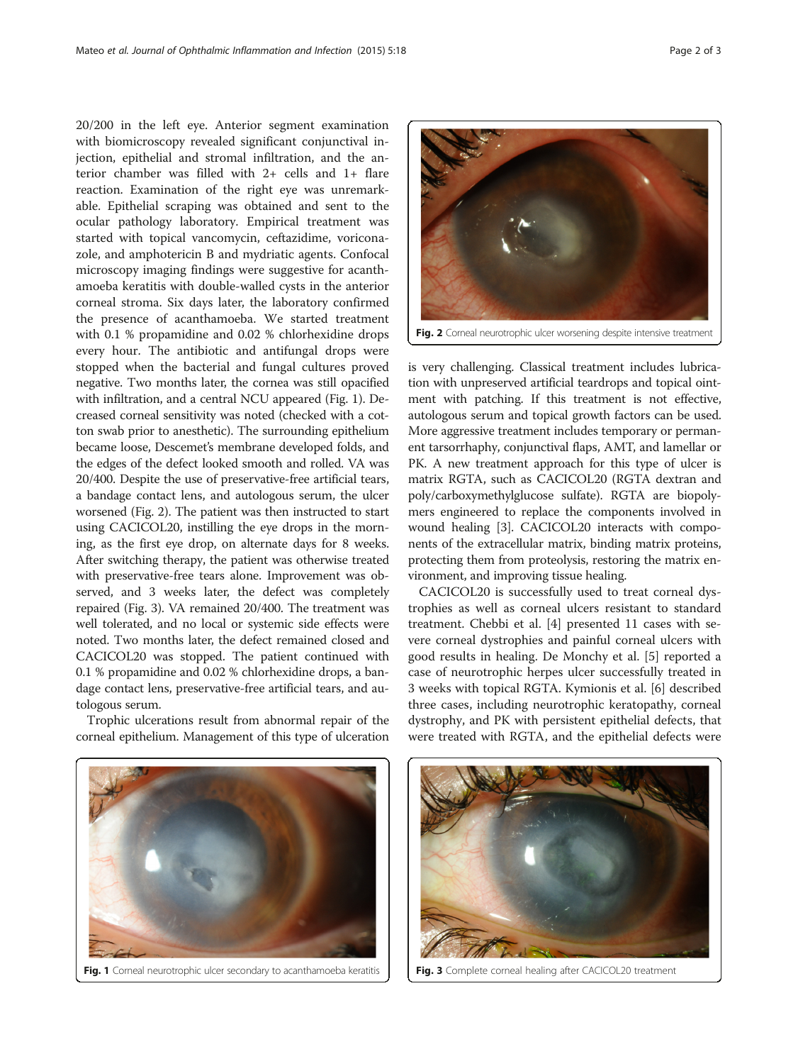20/200 in the left eye. Anterior segment examination with biomicroscopy revealed significant conjunctival injection, epithelial and stromal infiltration, and the anterior chamber was filled with 2+ cells and 1+ flare reaction. Examination of the right eye was unremarkable. Epithelial scraping was obtained and sent to the ocular pathology laboratory. Empirical treatment was started with topical vancomycin, ceftazidime, voriconazole, and amphotericin B and mydriatic agents. Confocal microscopy imaging findings were suggestive for acanthamoeba keratitis with double-walled cysts in the anterior corneal stroma. Six days later, the laboratory confirmed the presence of acanthamoeba. We started treatment with 0.1 % propamidine and 0.02 % chlorhexidine drops every hour. The antibiotic and antifungal drops were stopped when the bacterial and fungal cultures proved negative. Two months later, the cornea was still opacified with infiltration, and a central NCU appeared (Fig. 1). Decreased corneal sensitivity was noted (checked with a cotton swab prior to anesthetic). The surrounding epithelium became loose, Descemet's membrane developed folds, and the edges of the defect looked smooth and rolled. VA was 20/400. Despite the use of preservative-free artificial tears, a bandage contact lens, and autologous serum, the ulcer worsened (Fig. 2). The patient was then instructed to start using CACICOL20, instilling the eye drops in the morning, as the first eye drop, on alternate days for 8 weeks. After switching therapy, the patient was otherwise treated with preservative-free tears alone. Improvement was observed, and 3 weeks later, the defect was completely repaired (Fig. 3). VA remained 20/400. The treatment was well tolerated, and no local or systemic side effects were noted. Two months later, the defect remained closed and CACICOL20 was stopped. The patient continued with 0.1 % propamidine and 0.02 % chlorhexidine drops, a bandage contact lens, preservative-free artificial tears, and autologous serum.

Trophic ulcerations result from abnormal repair of the corneal epithelium. Management of this type of ulceration is very challenging. Classical treatment includes lubrication with unpreserved artificial teardrops and topical ointment with patching. If this treatment is not effective, autologous serum and topical growth factors can be used. More aggressive treatment includes temporary or permanent tarsorrhaphy, conjunctival flaps, AMT, and lamellar or PK. A new treatment approach for this type of ulcer is matrix RGTA, such as CACICOL20 (RGTA dextran and poly/carboxymethylglucose sulfate). RGTA are biopolymers engineered to replace the components involved in wound healing [3]. CACICOL20 interacts with components of the extracellular matrix, binding matrix proteins, protecting them from proteolysis, restoring the matrix environment, and improving tissue healing.

CACICOL20 is successfully used to treat corneal dystrophies as well as corneal ulcers resistant to standard treatment. Chebbi et al. [4] presented 11 cases with severe corneal dystrophies and painful corneal ulcers with good results in healing. De Monchy et al. [5] reported a case of neurotrophic herpes ulcer successfully treated in 3 weeks with topical RGTA. Kymionis et al. [6] described three cases, including neurotrophic keratopathy, corneal dystrophy, and PK with persistent epithelial defects, that were treated with RGTA, and the epithelial defects were

**Fig. 1** Corneal neurotrophic ulcer secondary to acanthamoeba keratitis

**Fig. 2** Corneal neurotrophic ulcer worsening despite intensive treatment

**Fig. 3** Complete corneal healing after CACICOL20 treatment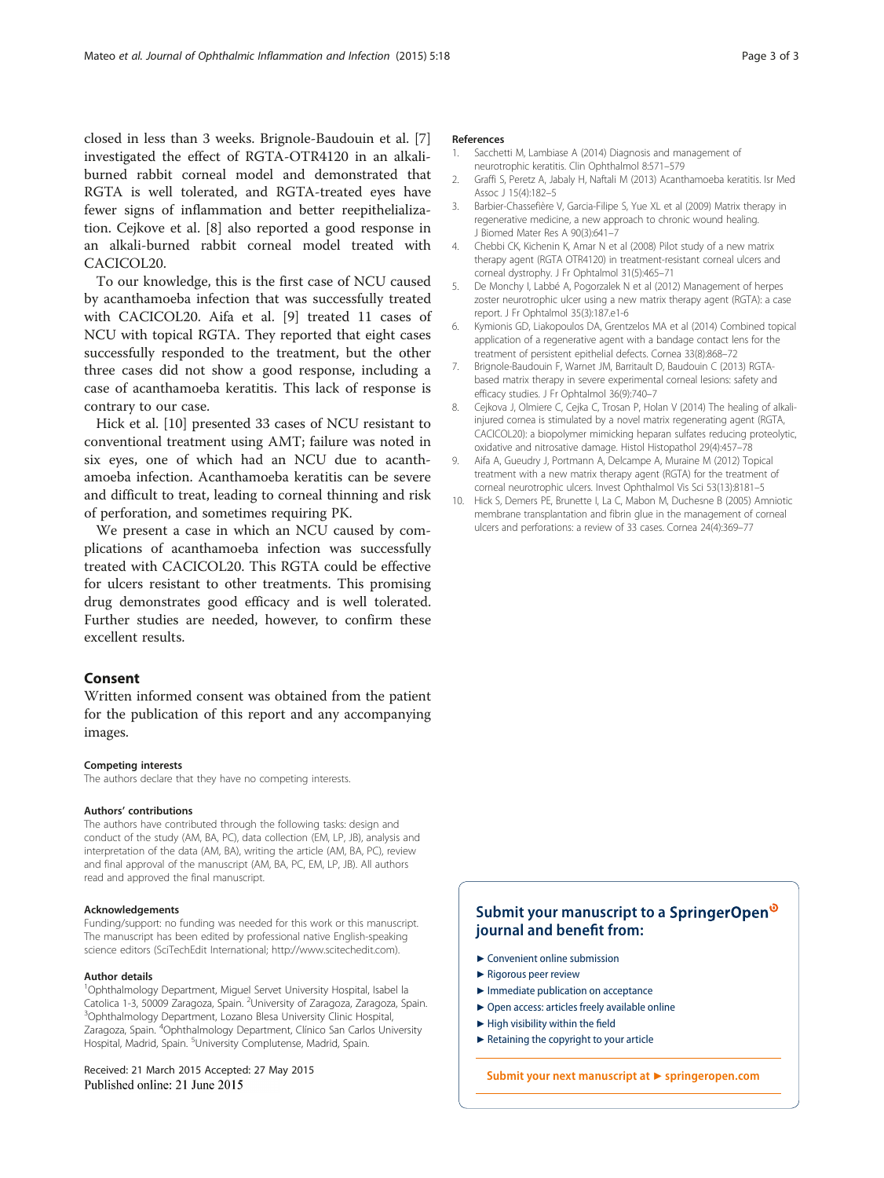closed in less than 3 weeks. Brignole-Baudouin et al. [7] investigated the effect of RGTA-OTR4120 in an alkali-burned rabbit corneal model and demonstrated that RGTA is well tolerated, and RGTA-treated eyes have fewer signs of inflammation and better reepithelialization. Cejkove et al. [8] also reported a good response in an alkali-burned rabbit corneal model treated with CACICOL20.

To our knowledge, this is the first case of NCU caused by acanthamoeba infection that was successfully treated with CACICOL20. Aifa et al. [9] treated 11 cases of NCU with topical RGTA. They reported that eight cases successfully responded to the treatment, but the other three cases did not show a good response, including a case of acanthamoeba keratitis. This lack of response is contrary to our case.

Hick et al. [10] presented 33 cases of NCU resistant to conventional treatment using AMT; failure was noted in six eyes, one of which had an NCU due to acanthamoeba infection. Acanthamoeba keratitis can be severe and difficult to treat, leading to corneal thinning and risk of perforation, and sometimes requiring PK.

We present a case in which an NCU caused by complications of acanthamoeba infection was successfully treated with CACICOL20. This RGTA could be effective for ulcers resistant to other treatments. This promising drug demonstrates good efficacy and is well tolerated. Further studies are needed, however, to confirm these excellent results.

## Consent

Written informed consent was obtained from the patient for the publication of this report and any accompanying images.

#### Competing interests

The authors declare that they have no competing interests.

#### Authors' contributions

The authors have contributed through the following tasks: design and conduct of the study (AM, BA, PC), data collection (EM, LP, JB), analysis and interpretation of the data (AM, BA), writing the article (AM, BA, PC), review and final approval of the manuscript (AM, BA, PC, EM, LP, JB). All authors read and approved the final manuscript.

#### Acknowledgements

Funding/support: no funding was needed for this work or this manuscript. The manuscript has been edited by professional native English-speaking science editors (SciTechEdit International; http://www.scitechedit.com).

#### Author details

[1]Ophthalmology Department, Miguel Servet University Hospital, Isabel la Catolica 1-3, 50009 Zaragoza, Spain. [2]University of Zaragoza, Zaragoza, Spain. [3]Ophthalmology Department, Lozano Blesa University Clinic Hospital, Zaragoza, Spain. [4]Ophthalmology Department, Clínico San Carlos University Hospital, Madrid, Spain. [5]University Complutense, Madrid, Spain.

Received: 21 March 2015 Accepted: 27 May 2015
Published online: 21 June 2015

#### References

1. Sacchetti M, Lambiase A (2014) Diagnosis and management of neurotrophic keratitis. Clin Ophthalmol 8:571–579
2. Graffi S, Peretz A, Jabaly H, Naftali M (2013) Acanthamoeba keratitis. Isr Med Assoc J 15(4):182–5
3. Barbier-Chassefière V, Garcia-Filipe S, Yue XL et al (2009) Matrix therapy in regenerative medicine, a new approach to chronic wound healing. J Biomed Mater Res A 90(3):641–7
4. Chebbi CK, Kichenin K, Amar N et al (2008) Pilot study of a new matrix therapy agent (RGTA OTR4120) in treatment-resistant corneal ulcers and corneal dystrophy. J Fr Ophtalmol 31(5):465–71
5. De Monchy I, Labbé A, Pogorzalek N et al (2012) Management of herpes zoster neurotrophic ulcer using a new matrix therapy agent (RGTA): a case report. J Fr Ophtalmol 35(3):187.e1-6
6. Kymionis GD, Liakopoulos DA, Grentzelos MA et al (2014) Combined topical application of a regenerative agent with a bandage contact lens for the treatment of persistent epithelial defects. Cornea 33(8):868–72
7. Brignole-Baudouin F, Warnet JM, Barritault D, Baudouin C (2013) RGTA-based matrix therapy in severe experimental corneal lesions: safety and efficacy studies. J Fr Ophtalmol 36(9):740–7
8. Cejkova J, Olmiere C, Cejka C, Trosan P, Holan V (2014) The healing of alkali-injured cornea is stimulated by a novel matrix regenerating agent (RGTA, CACICOL20): a biopolymer mimicking heparan sulfates reducing proteolytic, oxidative and nitrosative damage. Histol Histopathol 29(4):457–78
9. Aifa A, Gueudry J, Portmann A, Delcampe A, Muraine M (2012) Topical treatment with a new matrix therapy agent (RGTA) for the treatment of corneal neurotrophic ulcers. Invest Ophthalmol Vis Sci 53(13):8181–5
10. Hick S, Demers PE, Brunette I, La C, Mabon M, Duchesne B (2005) Amniotic membrane transplantation and fibrin glue in the management of corneal ulcers and perforations: a review of 33 cases. Cornea 24(4):369–77

**Submit your manuscript to a SpringerOpen journal and benefit from:**

- ► Convenient online submission
- ► Rigorous peer review
- ► Immediate publication on acceptance
- ► Open access: articles freely available online
- ► High visibility within the field
- ► Retaining the copyright to your article

**Submit your next manuscript at ► springeropen.com**